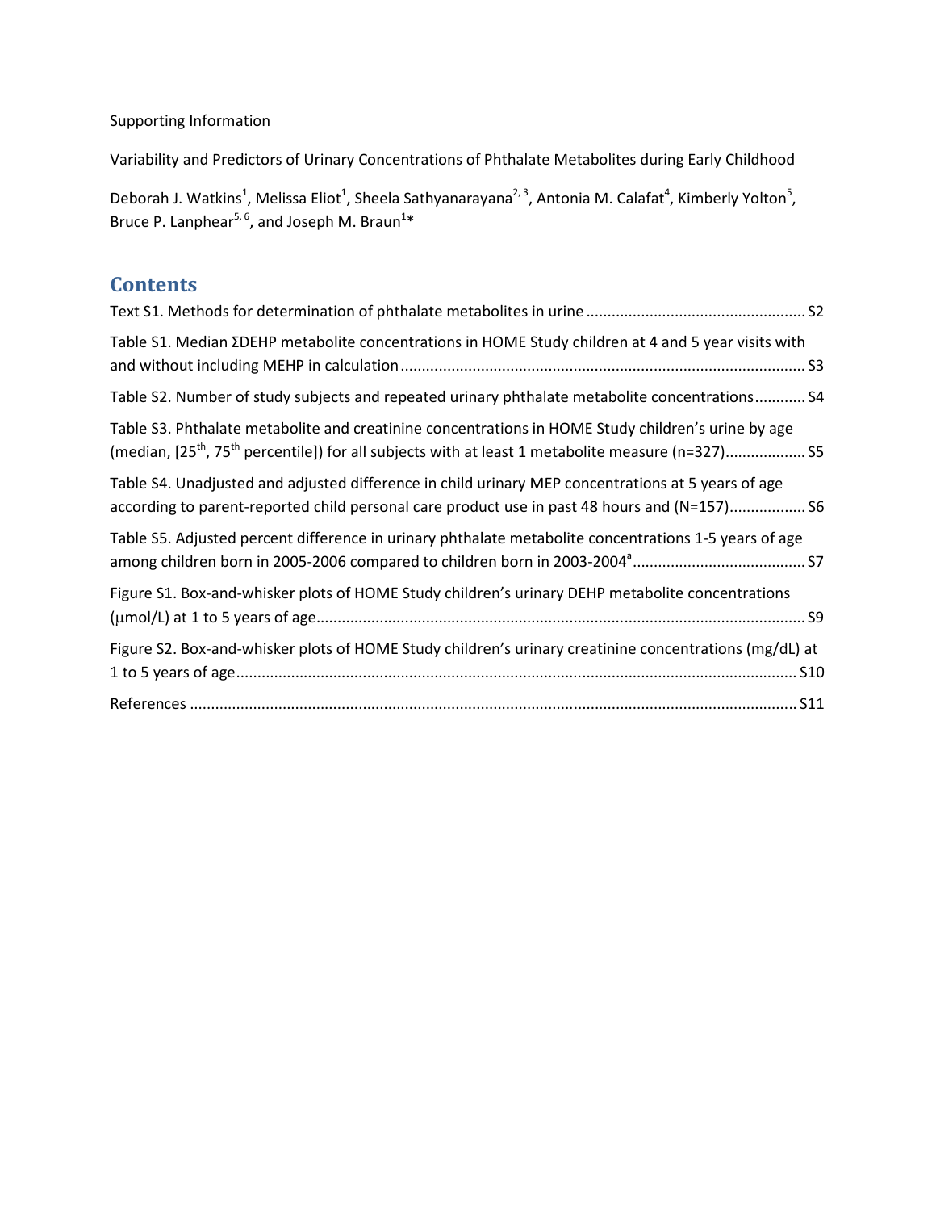Supporting Information

Variability and Predictors of Urinary Concentrations of Phthalate Metabolites during Early Childhood

Deborah J. Watkins[1], Melissa Eliot[1], Sheela Sathyanarayana[2, 3], Antonia M. Calafat[4], Kimberly Yolton[5], Bruce P. Lanphear[5, 6], and Joseph M. Braun[1]*

## Contents

Text S1. Methods for determination of phthalate metabolites in urine .................................................... S2

Table S1. Median ΣDEHP metabolite concentrations in HOME Study children at 4 and 5 year visits with and without including MEHP in calculation ................................................................................................ S3

Table S2. Number of study subjects and repeated urinary phthalate metabolite concentrations ............ S4

Table S3. Phthalate metabolite and creatinine concentrations in HOME Study children's urine by age (median, [25th, 75th percentile]) for all subjects with at least 1 metabolite measure (n=327)................... S5

Table S4. Unadjusted and adjusted difference in child urinary MEP concentrations at 5 years of age according to parent-reported child personal care product use in past 48 hours and (N=157).................. S6

Table S5. Adjusted percent difference in urinary phthalate metabolite concentrations 1-5 years of age among children born in 2005-2006 compared to children born in 2003-2004[a] ......................................... S7

Figure S1. Box-and-whisker plots of HOME Study children's urinary DEHP metabolite concentrations (μmol/L) at 1 to 5 years of age................................................................................................................... S9

Figure S2. Box-and-whisker plots of HOME Study children's urinary creatinine concentrations (mg/dL) at 1 to 5 years of age.................................................................................................................................... S10

References ................................................................................................................................................ S11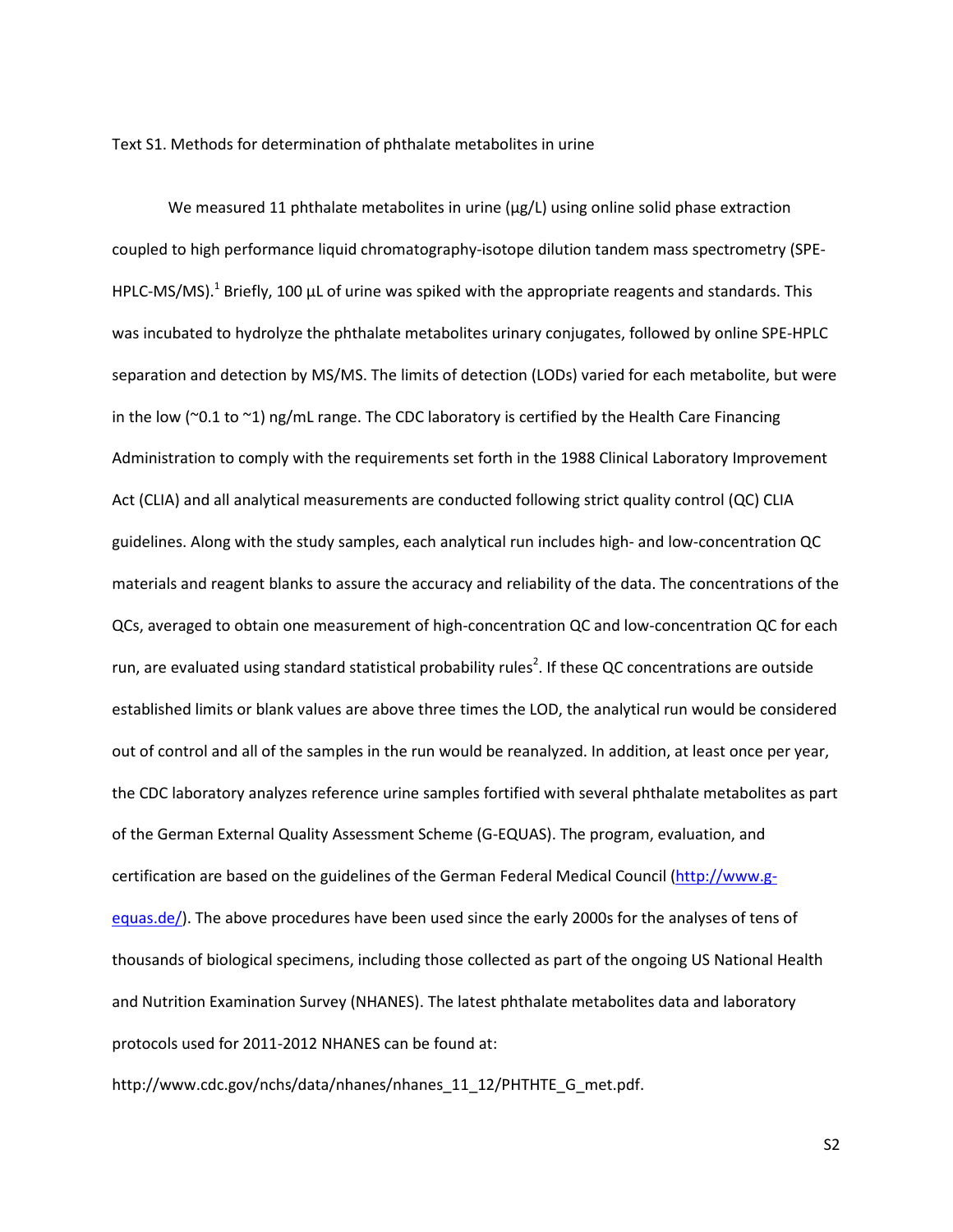Text S1. Methods for determination of phthalate metabolites in urine

We measured 11 phthalate metabolites in urine (µg/L) using online solid phase extraction coupled to high performance liquid chromatography-isotope dilution tandem mass spectrometry (SPE-HPLC-MS/MS).[1] Briefly, 100 µL of urine was spiked with the appropriate reagents and standards. This was incubated to hydrolyze the phthalate metabolites urinary conjugates, followed by online SPE-HPLC separation and detection by MS/MS. The limits of detection (LODs) varied for each metabolite, but were in the low (~0.1 to ~1) ng/mL range. The CDC laboratory is certified by the Health Care Financing Administration to comply with the requirements set forth in the 1988 Clinical Laboratory Improvement Act (CLIA) and all analytical measurements are conducted following strict quality control (QC) CLIA guidelines. Along with the study samples, each analytical run includes high- and low-concentration QC materials and reagent blanks to assure the accuracy and reliability of the data. The concentrations of the QCs, averaged to obtain one measurement of high-concentration QC and low-concentration QC for each run, are evaluated using standard statistical probability rules[2]. If these QC concentrations are outside established limits or blank values are above three times the LOD, the analytical run would be considered out of control and all of the samples in the run would be reanalyzed. In addition, at least once per year, the CDC laboratory analyzes reference urine samples fortified with several phthalate metabolites as part of the German External Quality Assessment Scheme (G-EQUAS). The program, evaluation, and certification are based on the guidelines of the German Federal Medical Council (http://www.g-equas.de/). The above procedures have been used since the early 2000s for the analyses of tens of thousands of biological specimens, including those collected as part of the ongoing US National Health and Nutrition Examination Survey (NHANES). The latest phthalate metabolites data and laboratory protocols used for 2011-2012 NHANES can be found at: http://www.cdc.gov/nchs/data/nhanes/nhanes_11_12/PHTHTE_G_met.pdf.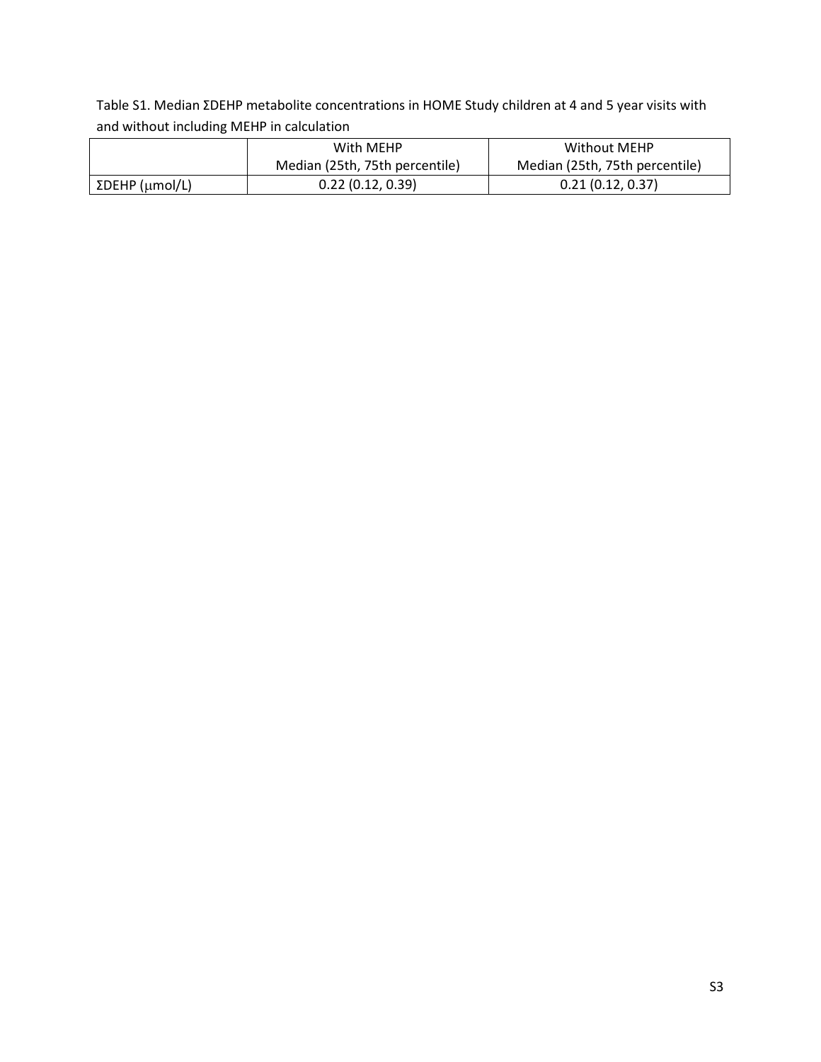Table S1. Median ΣDEHP metabolite concentrations in HOME Study children at 4 and 5 year visits with and without including MEHP in calculation

| | With MEHP<br>Median (25th, 75th percentile) | Without MEHP<br>Median (25th, 75th percentile) |
|---|---|---|
| ΣDEHP (μmol/L) | 0.22 (0.12, 0.39) | 0.21 (0.12, 0.37) |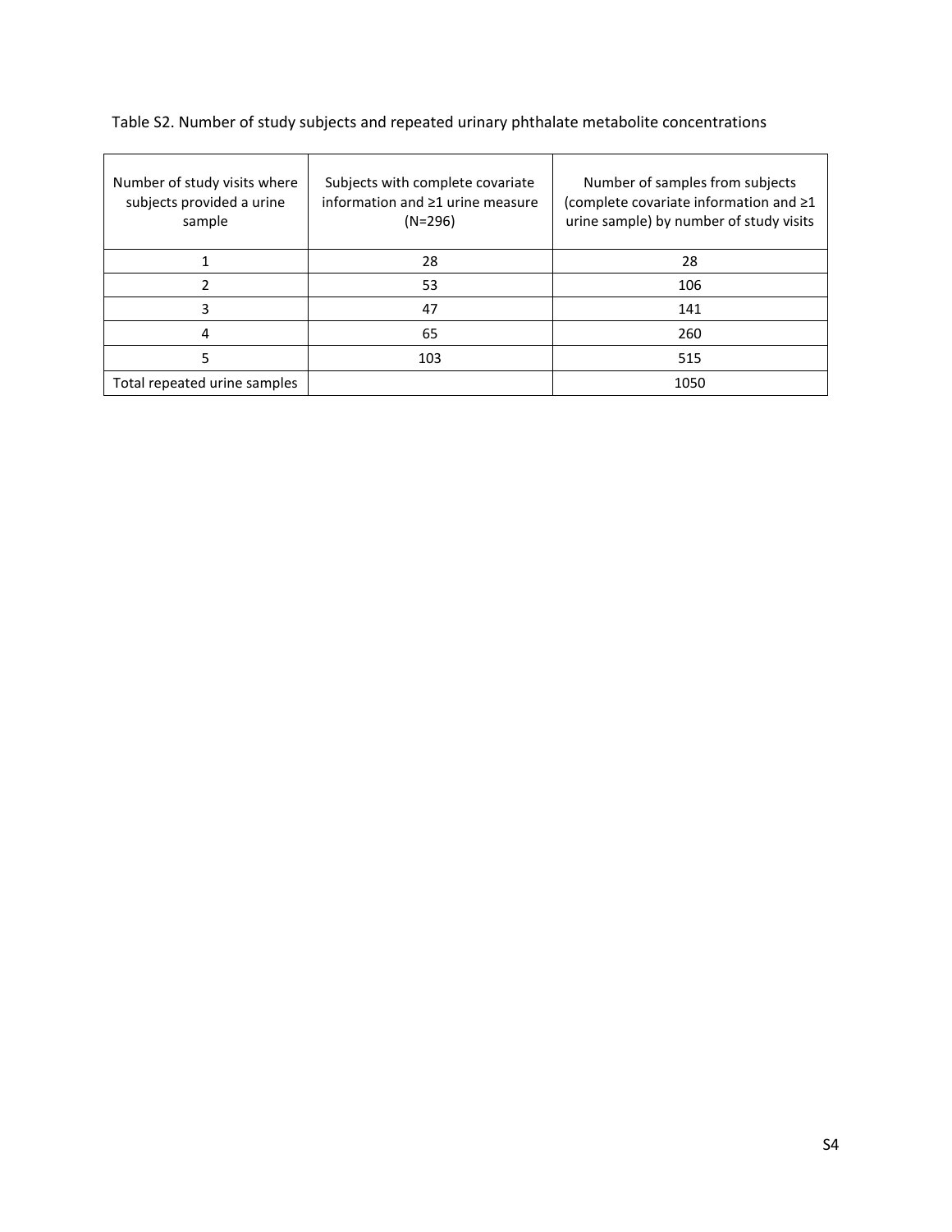Table S2. Number of study subjects and repeated urinary phthalate metabolite concentrations

| Number of study visits where subjects provided a urine sample | Subjects with complete covariate information and ≥1 urine measure (N=296) | Number of samples from subjects (complete covariate information and ≥1 urine sample) by number of study visits |
|---|---|---|
| 1 | 28 | 28 |
| 2 | 53 | 106 |
| 3 | 47 | 141 |
| 4 | 65 | 260 |
| 5 | 103 | 515 |
| Total repeated urine samples | | 1050 |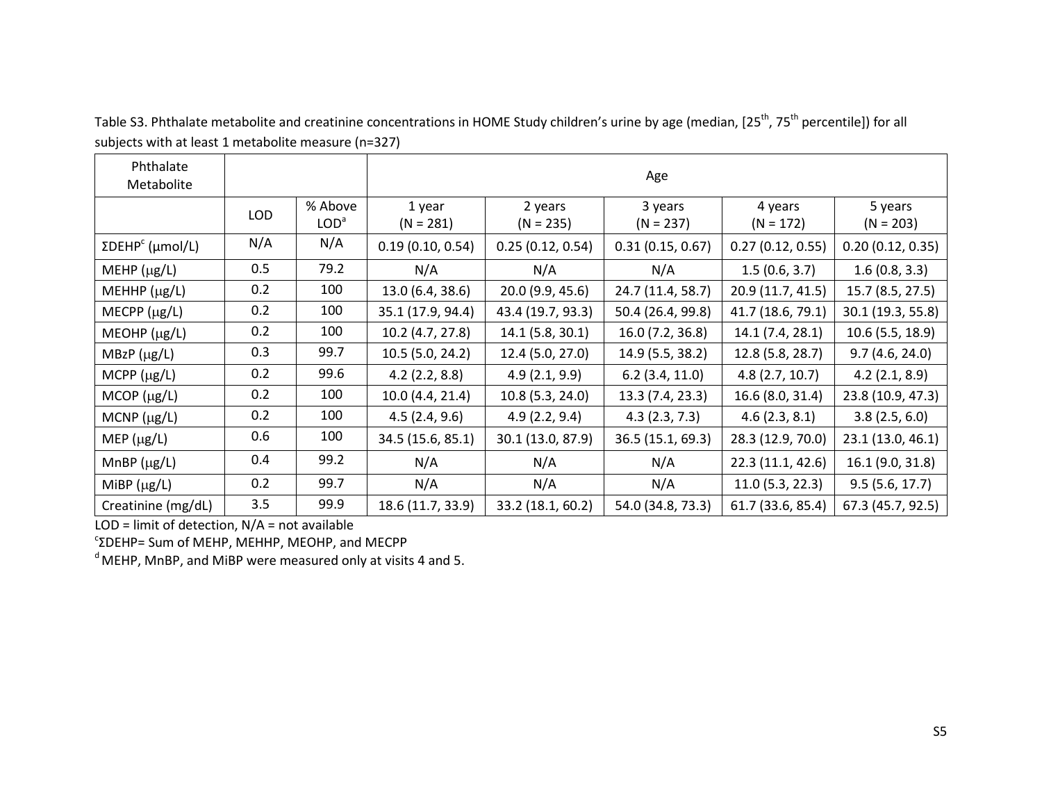Table S3. Phthalate metabolite and creatinine concentrations in HOME Study children's urine by age (median, [25th, 75th percentile]) for all subjects with at least 1 metabolite measure (n=327)

| Phthalate Metabolite | | | Age | | | | |
|---|---|---|---|---|---|---|---|
| | LOD | % Above LOD[a] | 1 year (N = 281) | 2 years (N = 235) | 3 years (N = 237) | 4 years (N = 172) | 5 years (N = 203) |
| ΣDEHP[c] (μmol/L) | N/A | N/A | 0.19 (0.10, 0.54) | 0.25 (0.12, 0.54) | 0.31 (0.15, 0.67) | 0.27 (0.12, 0.55) | 0.20 (0.12, 0.35) |
| MEHP (μg/L) | 0.5 | 79.2 | N/A | N/A | N/A | 1.5 (0.6, 3.7) | 1.6 (0.8, 3.3) |
| MEHHP (μg/L) | 0.2 | 100 | 13.0 (6.4, 38.6) | 20.0 (9.9, 45.6) | 24.7 (11.4, 58.7) | 20.9 (11.7, 41.5) | 15.7 (8.5, 27.5) |
| MECPP (μg/L) | 0.2 | 100 | 35.1 (17.9, 94.4) | 43.4 (19.7, 93.3) | 50.4 (26.4, 99.8) | 41.7 (18.6, 79.1) | 30.1 (19.3, 55.8) |
| MEOHP (μg/L) | 0.2 | 100 | 10.2 (4.7, 27.8) | 14.1 (5.8, 30.1) | 16.0 (7.2, 36.8) | 14.1 (7.4, 28.1) | 10.6 (5.5, 18.9) |
| MBzP (μg/L) | 0.3 | 99.7 | 10.5 (5.0, 24.2) | 12.4 (5.0, 27.0) | 14.9 (5.5, 38.2) | 12.8 (5.8, 28.7) | 9.7 (4.6, 24.0) |
| MCPP (μg/L) | 0.2 | 99.6 | 4.2 (2.2, 8.8) | 4.9 (2.1, 9.9) | 6.2 (3.4, 11.0) | 4.8 (2.7, 10.7) | 4.2 (2.1, 8.9) |
| MCOP (μg/L) | 0.2 | 100 | 10.0 (4.4, 21.4) | 10.8 (5.3, 24.0) | 13.3 (7.4, 23.3) | 16.6 (8.0, 31.4) | 23.8 (10.9, 47.3) |
| MCNP (μg/L) | 0.2 | 100 | 4.5 (2.4, 9.6) | 4.9 (2.2, 9.4) | 4.3 (2.3, 7.3) | 4.6 (2.3, 8.1) | 3.8 (2.5, 6.0) |
| MEP (μg/L) | 0.6 | 100 | 34.5 (15.6, 85.1) | 30.1 (13.0, 87.9) | 36.5 (15.1, 69.3) | 28.3 (12.9, 70.0) | 23.1 (13.0, 46.1) |
| MnBP (μg/L) | 0.4 | 99.2 | N/A | N/A | N/A | 22.3 (11.1, 42.6) | 16.1 (9.0, 31.8) |
| MiBP (μg/L) | 0.2 | 99.7 | N/A | N/A | N/A | 11.0 (5.3, 22.3) | 9.5 (5.6, 17.7) |
| Creatinine (mg/dL) | 3.5 | 99.9 | 18.6 (11.7, 33.9) | 33.2 (18.1, 60.2) | 54.0 (34.8, 73.3) | 61.7 (33.6, 85.4) | 67.3 (45.7, 92.5) |

LOD = limit of detection, N/A = not available

[c]ΣDEHP= Sum of MEHP, MEHHP, MEOHP, and MECPP

[d]MEHP, MnBP, and MiBP were measured only at visits 4 and 5.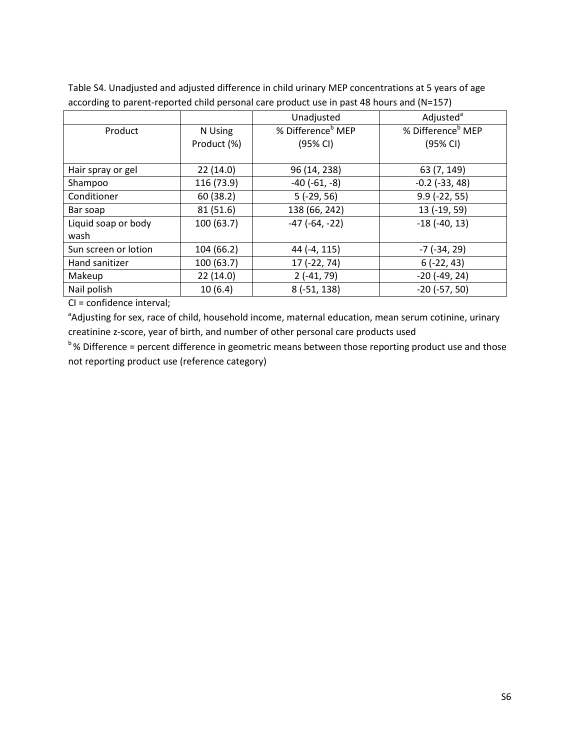Table S4. Unadjusted and adjusted difference in child urinary MEP concentrations at 5 years of age according to parent-reported child personal care product use in past 48 hours and (N=157)

| | | Unadjusted | Adjusted[a] |
|---|---|---|---|
| Product | N Using Product (%) | % Difference[b] MEP (95% CI) | % Difference[b] MEP (95% CI) |
| Hair spray or gel | 22 (14.0) | 96 (14, 238) | 63 (7, 149) |
| Shampoo | 116 (73.9) | -40 (-61, -8) | -0.2 (-33, 48) |
| Conditioner | 60 (38.2) | 5 (-29, 56) | 9.9 (-22, 55) |
| Bar soap | 81 (51.6) | 138 (66, 242) | 13 (-19, 59) |
| Liquid soap or body wash | 100 (63.7) | -47 (-64, -22) | -18 (-40, 13) |
| Sun screen or lotion | 104 (66.2) | 44 (-4, 115) | -7 (-34, 29) |
| Hand sanitizer | 100 (63.7) | 17 (-22, 74) | 6 (-22, 43) |
| Makeup | 22 (14.0) | 2 (-41, 79) | -20 (-49, 24) |
| Nail polish | 10 (6.4) | 8 (-51, 138) | -20 (-57, 50) |

CI = confidence interval;

[a]Adjusting for sex, race of child, household income, maternal education, mean serum cotinine, urinary creatinine z-score, year of birth, and number of other personal care products used

[b]% Difference = percent difference in geometric means between those reporting product use and those not reporting product use (reference category)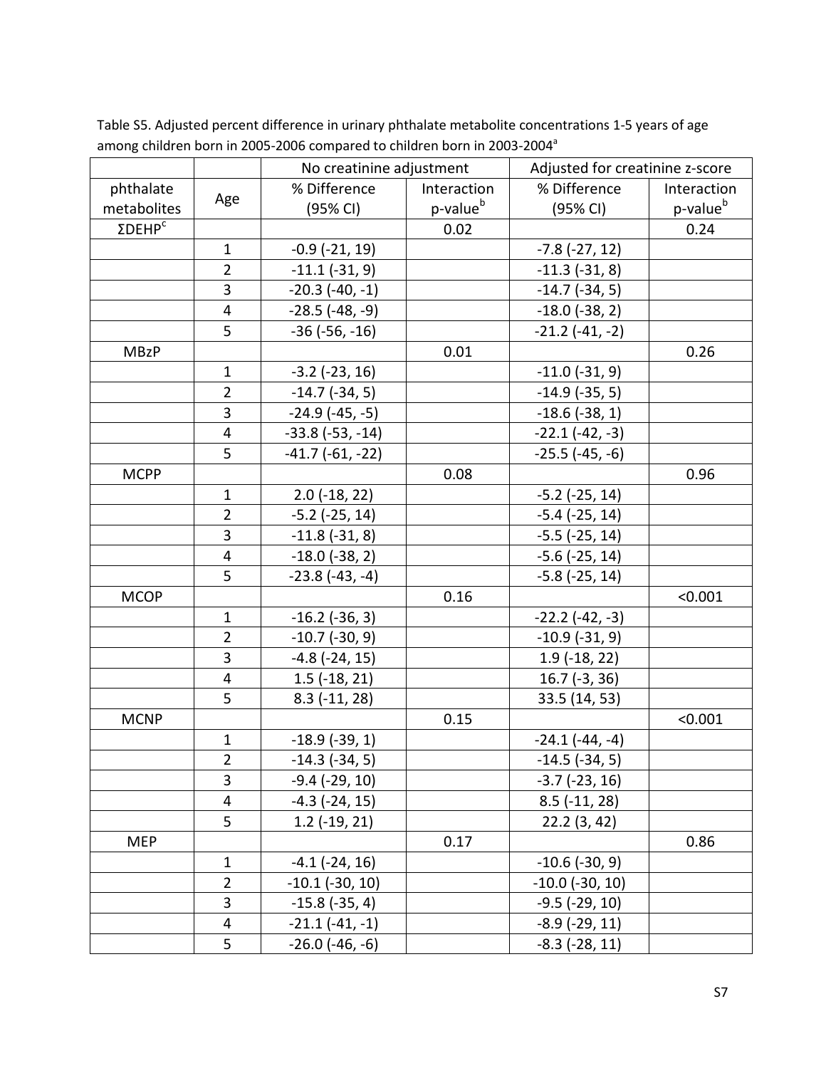Table S5. Adjusted percent difference in urinary phthalate metabolite concentrations 1-5 years of age among children born in 2005-2006 compared to children born in 2003-2004[a]

| | | No creatinine adjustment | | Adjusted for creatinine z-score | |
|---|---|---|---|---|---|
| phthalate metabolites | Age | % Difference (95% CI) | Interaction p-value[b] | % Difference (95% CI) | Interaction p-value[b] |
| ΣDEHP[c] | | | 0.02 | | 0.24 |
| | 1 | -0.9 (-21, 19) | | -7.8 (-27, 12) | |
| | 2 | -11.1 (-31, 9) | | -11.3 (-31, 8) | |
| | 3 | -20.3 (-40, -1) | | -14.7 (-34, 5) | |
| | 4 | -28.5 (-48, -9) | | -18.0 (-38, 2) | |
| | 5 | -36 (-56, -16) | | -21.2 (-41, -2) | |
| MBzP | | | 0.01 | | 0.26 |
| | 1 | -3.2 (-23, 16) | | -11.0 (-31, 9) | |
| | 2 | -14.7 (-34, 5) | | -14.9 (-35, 5) | |
| | 3 | -24.9 (-45, -5) | | -18.6 (-38, 1) | |
| | 4 | -33.8 (-53, -14) | | -22.1 (-42, -3) | |
| | 5 | -41.7 (-61, -22) | | -25.5 (-45, -6) | |
| MCPP | | | 0.08 | | 0.96 |
| | 1 | 2.0 (-18, 22) | | -5.2 (-25, 14) | |
| | 2 | -5.2 (-25, 14) | | -5.4 (-25, 14) | |
| | 3 | -11.8 (-31, 8) | | -5.5 (-25, 14) | |
| | 4 | -18.0 (-38, 2) | | -5.6 (-25, 14) | |
| | 5 | -23.8 (-43, -4) | | -5.8 (-25, 14) | |
| MCOP | | | 0.16 | | <0.001 |
| | 1 | -16.2 (-36, 3) | | -22.2 (-42, -3) | |
| | 2 | -10.7 (-30, 9) | | -10.9 (-31, 9) | |
| | 3 | -4.8 (-24, 15) | | 1.9 (-18, 22) | |
| | 4 | 1.5 (-18, 21) | | 16.7 (-3, 36) | |
| | 5 | 8.3 (-11, 28) | | 33.5 (14, 53) | |
| MCNP | | | 0.15 | | <0.001 |
| | 1 | -18.9 (-39, 1) | | -24.1 (-44, -4) | |
| | 2 | -14.3 (-34, 5) | | -14.5 (-34, 5) | |
| | 3 | -9.4 (-29, 10) | | -3.7 (-23, 16) | |
| | 4 | -4.3 (-24, 15) | | 8.5 (-11, 28) | |
| | 5 | 1.2 (-19, 21) | | 22.2 (3, 42) | |
| MEP | | | 0.17 | | 0.86 |
| | 1 | -4.1 (-24, 16) | | -10.6 (-30, 9) | |
| | 2 | -10.1 (-30, 10) | | -10.0 (-30, 10) | |
| | 3 | -15.8 (-35, 4) | | -9.5 (-29, 10) | |
| | 4 | -21.1 (-41, -1) | | -8.9 (-29, 11) | |
| | 5 | -26.0 (-46, -6) | | -8.3 (-28, 11) | |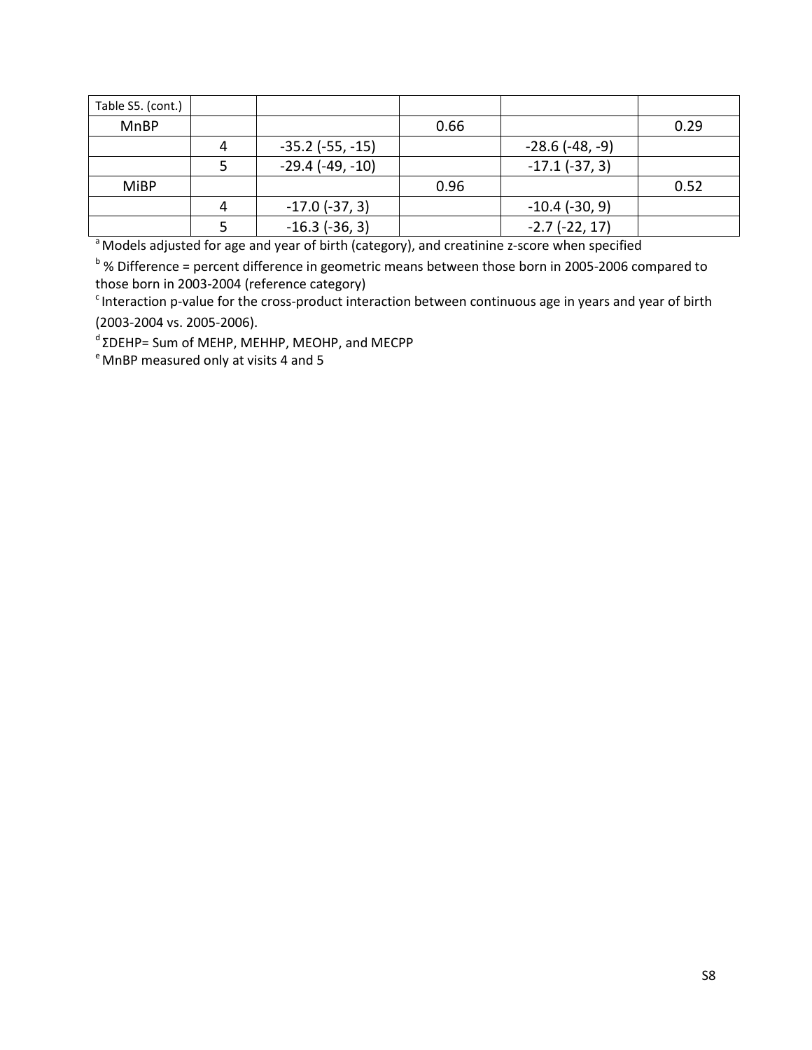| Table S5. (cont.) | | | | | |
|---|---|---|---|---|---|
| MnBP | | | 0.66 | | 0.29 |
| | 4 | -35.2 (-55, -15) | | -28.6 (-48, -9) | |
| | 5 | -29.4 (-49, -10) | | -17.1 (-37, 3) | |
| MiBP | | | 0.96 | | 0.52 |
| | 4 | -17.0 (-37, 3) | | -10.4 (-30, 9) | |
| | 5 | -16.3 (-36, 3) | | -2.7 (-22, 17) | |

[a] Models adjusted for age and year of birth (category), and creatinine z-score when specified

[b] % Difference = percent difference in geometric means between those born in 2005-2006 compared to those born in 2003-2004 (reference category)

[c] Interaction p-value for the cross-product interaction between continuous age in years and year of birth (2003-2004 vs. 2005-2006).

[d] ΣDEHP= Sum of MEHP, MEHHP, MEOHP, and MECPP

[e] MnBP measured only at visits 4 and 5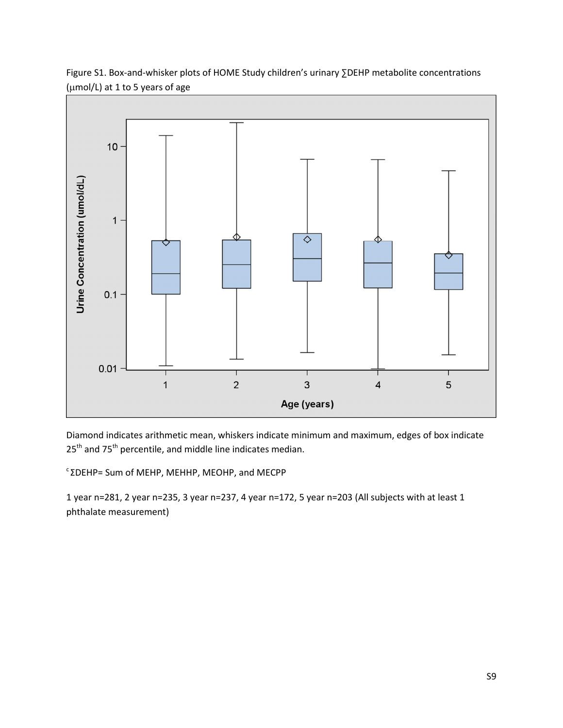Figure S1. Box-and-whisker plots of HOME Study children's urinary ∑DEHP metabolite concentrations (μmol/L) at 1 to 5 years of age

Urine Concentration (umol/dL)

10

1

0.1

0.01

1

2

3

4

5

Age (years)

Diamond indicates arithmetic mean, whiskers indicate minimum and maximum, edges of box indicate 25th and 75th percentile, and middle line indicates median.

[c] ΣDEHP= Sum of MEHP, MEHHP, MEOHP, and MECPP

1 year n=281, 2 year n=235, 3 year n=237, 4 year n=172, 5 year n=203 (All subjects with at least 1 phthalate measurement)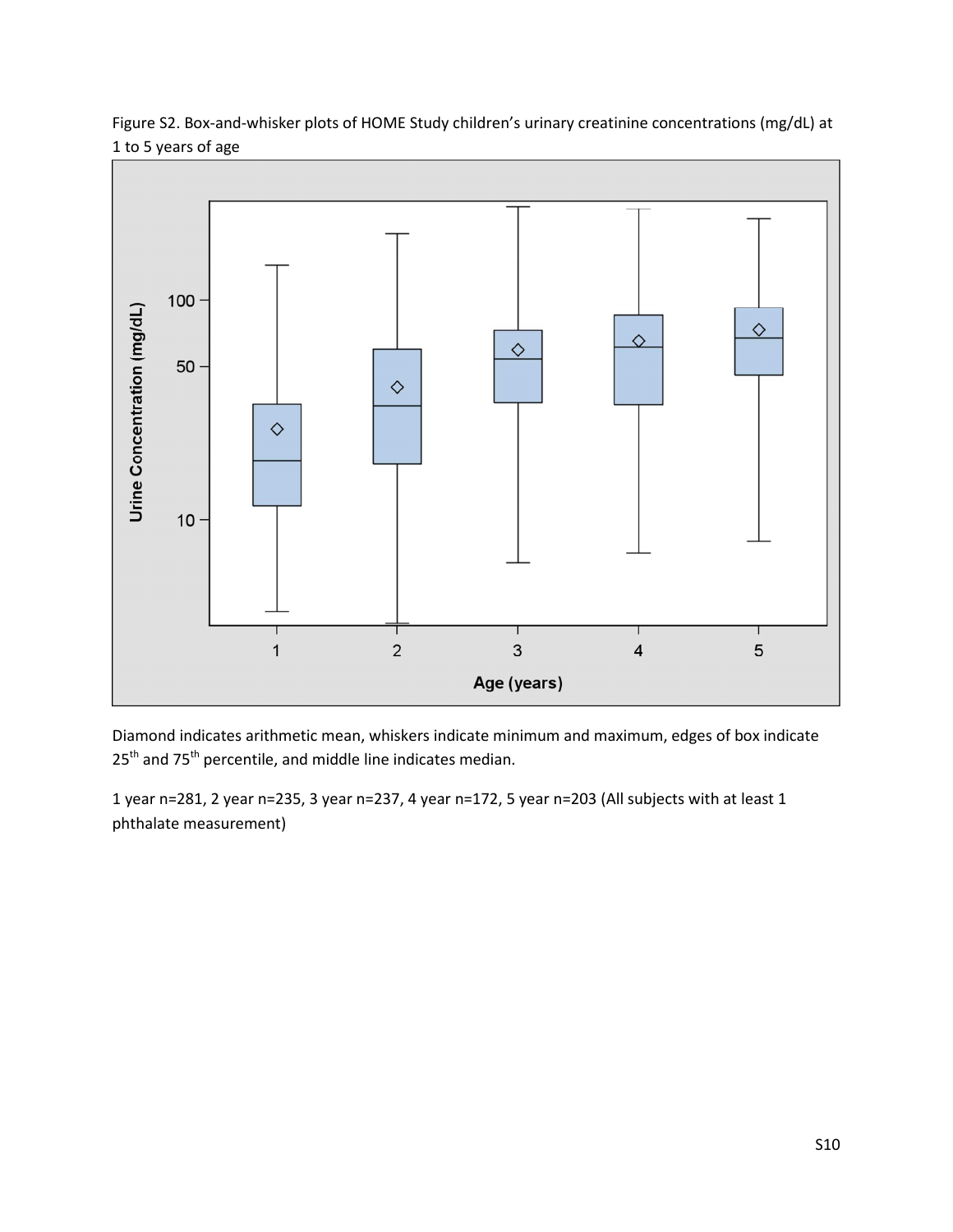Figure S2. Box-and-whisker plots of HOME Study children's urinary creatinine concentrations (mg/dL) at 1 to 5 years of age

Urine Concentration (mg/dL)

100

50

10

1

2

3

4

5

Age (years)

Diamond indicates arithmetic mean, whiskers indicate minimum and maximum, edges of box indicate 25th and 75th percentile, and middle line indicates median.

1 year n=281, 2 year n=235, 3 year n=237, 4 year n=172, 5 year n=203 (All subjects with at least 1 phthalate measurement)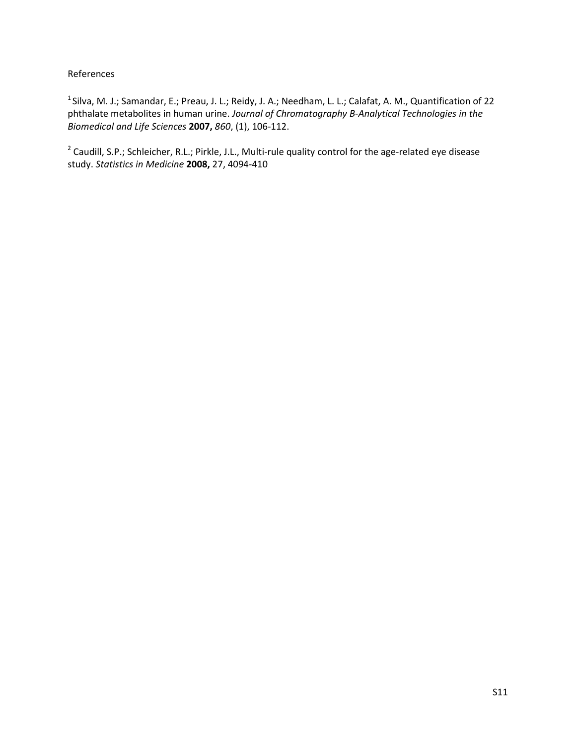References

[1] Silva, M. J.; Samandar, E.; Preau, J. L.; Reidy, J. A.; Needham, L. L.; Calafat, A. M., Quantification of 22 phthalate metabolites in human urine. *Journal of Chromatography B-Analytical Technologies in the Biomedical and Life Sciences* **2007,** *860*, (1), 106-112.

[2] Caudill, S.P.; Schleicher, R.L.; Pirkle, J.L., Multi-rule quality control for the age-related eye disease study. *Statistics in Medicine* **2008,** 27, 4094-410